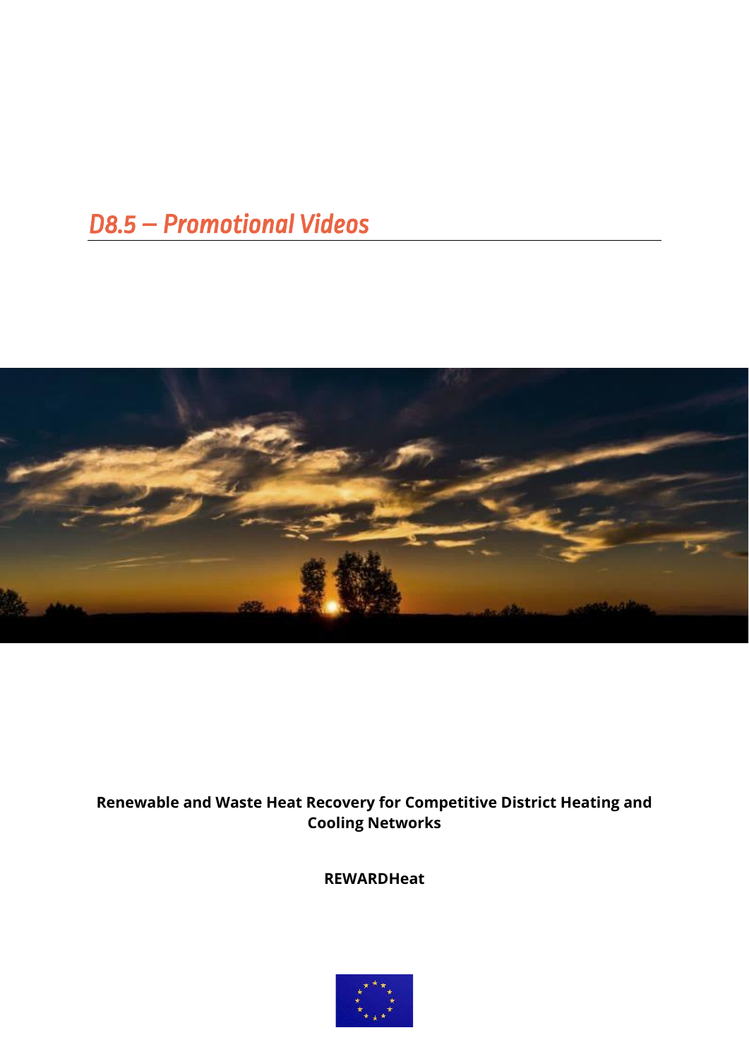# D8.5 – Promotional Videos

**Renewable and Waste Heat Recovery for Competitive District Heating and Cooling Networks**

**REWARDHeat**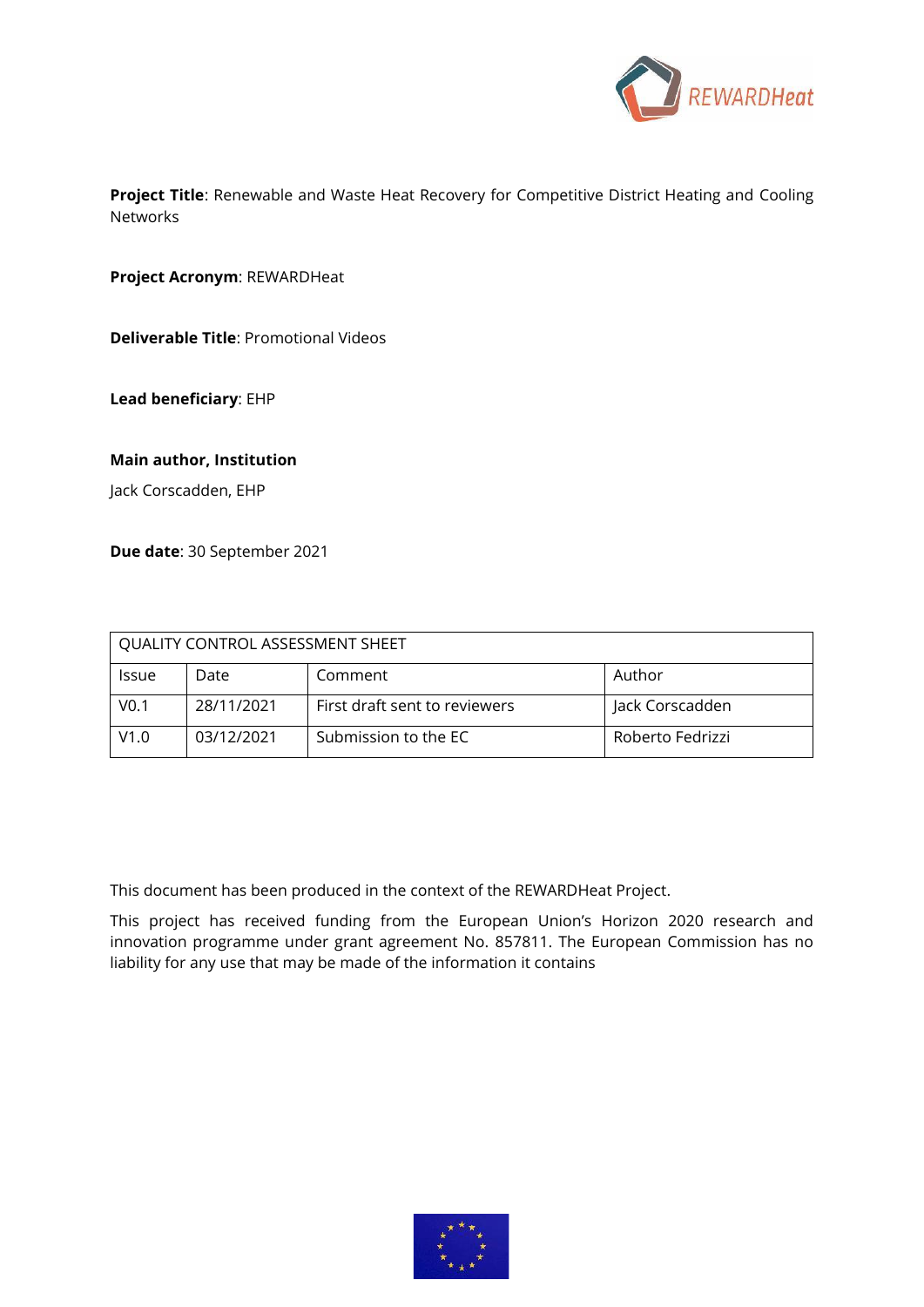**Project Title**: Renewable and Waste Heat Recovery for Competitive District Heating and Cooling Networks

**Project Acronym**: REWARDHeat

**Deliverable Title**: Promotional Videos

**Lead beneficiary**: EHP

**Main author, Institution**

Jack Corscadden, EHP

**Due date**: 30 September 2021

| QUALITY CONTROL ASSESSMENT SHEET | | | |
|---|---|---|---|
| Issue | Date | Comment | Author |
| V0.1 | 28/11/2021 | First draft sent to reviewers | Jack Corscadden |
| V1.0 | 03/12/2021 | Submission to the EC | Roberto Fedrizzi |

This document has been produced in the context of the REWARDHeat Project.

This project has received funding from the European Union's Horizon 2020 research and innovation programme under grant agreement No. 857811. The European Commission has no liability for any use that may be made of the information it contains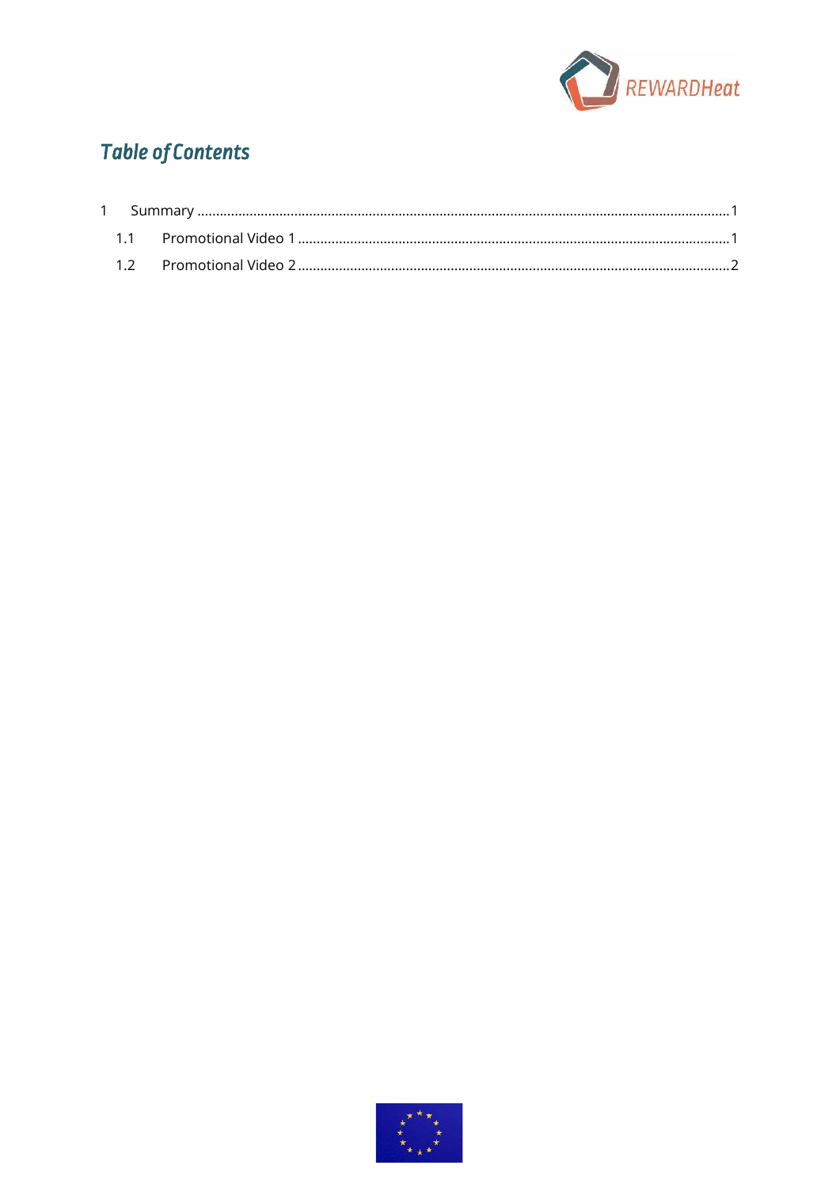# Table of Contents

1 Summary ........................................................................................................................................1

1.1 Promotional Video 1 ...................................................................................................................1

1.2 Promotional Video 2 ...................................................................................................................2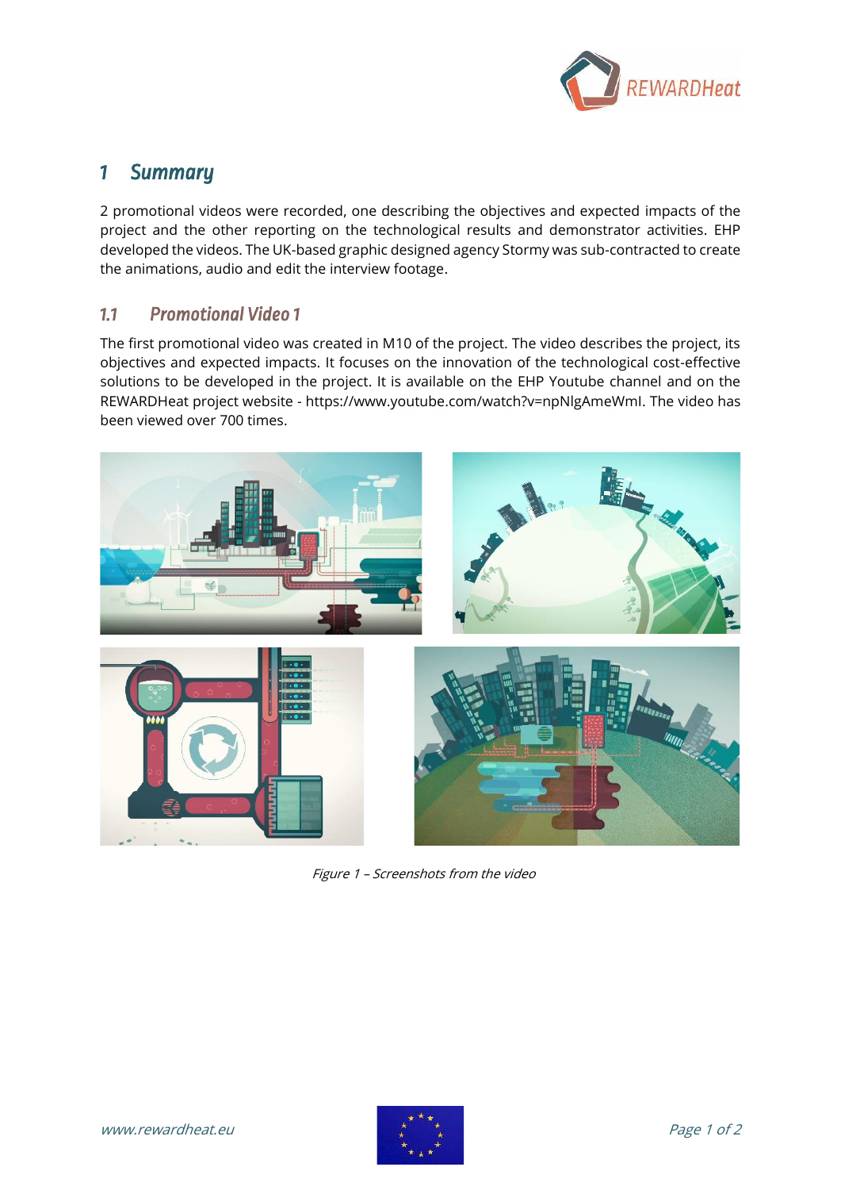# 1 Summary

2 promotional videos were recorded, one describing the objectives and expected impacts of the project and the other reporting on the technological results and demonstrator activities. EHP developed the videos. The UK-based graphic designed agency Stormy was sub-contracted to create the animations, audio and edit the interview footage.

## 1.1 Promotional Video 1

The first promotional video was created in M10 of the project. The video describes the project, its objectives and expected impacts. It focuses on the innovation of the technological cost-effective solutions to be developed in the project. It is available on the EHP Youtube channel and on the REWARDHeat project website - https://www.youtube.com/watch?v=npNlgAmeWmI. The video has been viewed over 700 times.

*Figure 1 – Screenshots from the video*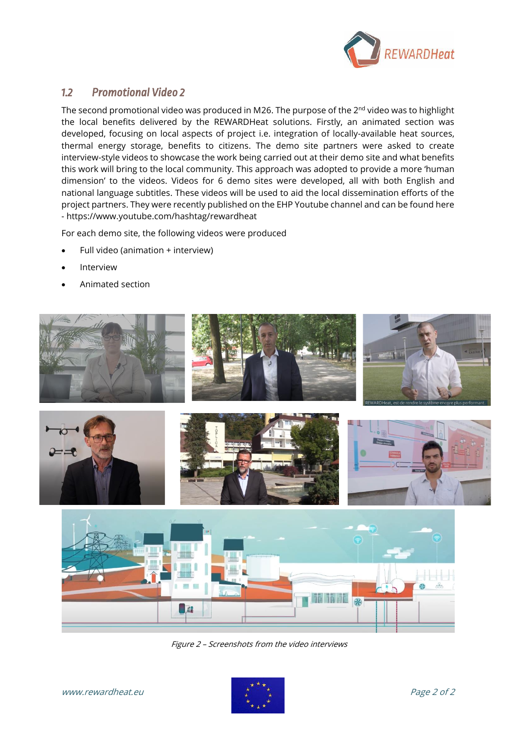## 1.2 Promotional Video 2

The second promotional video was produced in M26. The purpose of the 2nd video was to highlight the local benefits delivered by the REWARDHeat solutions. Firstly, an animated section was developed, focusing on local aspects of project i.e. integration of locally-available heat sources, thermal energy storage, benefits to citizens. The demo site partners were asked to create interview-style videos to showcase the work being carried out at their demo site and what benefits this work will bring to the local community. This approach was adopted to provide a more 'human dimension' to the videos. Videos for 6 demo sites were developed, all with both English and national language subtitles. These videos will be used to aid the local dissemination efforts of the project partners. They were recently published on the EHP Youtube channel and can be found here - https://www.youtube.com/hashtag/rewardheat

For each demo site, the following videos were produced

- Full video (animation + interview)
- Interview
- Animated section

*Figure 2 – Screenshots from the video interviews*